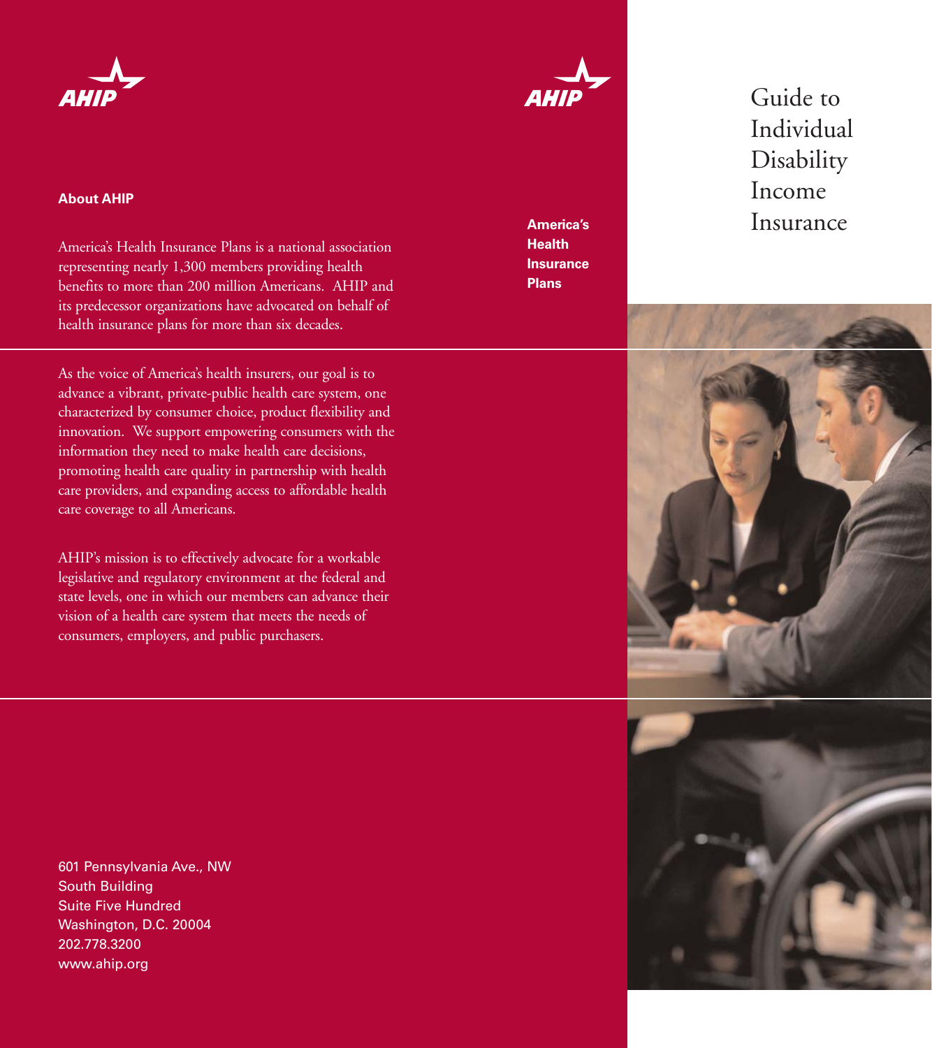AHIP

**About AHIP**

America's Health Insurance Plans is a national association representing nearly 1,300 members providing health benefits to more than 200 million Americans. AHIP and its predecessor organizations have advocated on behalf of health insurance plans for more than six decades.

As the voice of America's health insurers, our goal is to advance a vibrant, private-public health care system, one characterized by consumer choice, product flexibility and innovation. We support empowering consumers with the information they need to make health care decisions, promoting health care quality in partnership with health care providers, and expanding access to affordable health care coverage to all Americans.

AHIP's mission is to effectively advocate for a workable legislative and regulatory environment at the federal and state levels, one in which our members can advance their vision of a health care system that meets the needs of consumers, employers, and public purchasers.

601 Pennsylvania Ave., NW
South Building
Suite Five Hundred
Washington, D.C. 20004
202.778.3200
www.ahip.org

AHIP

**America's Health Insurance Plans**

# Guide to Individual Disability Income Insurance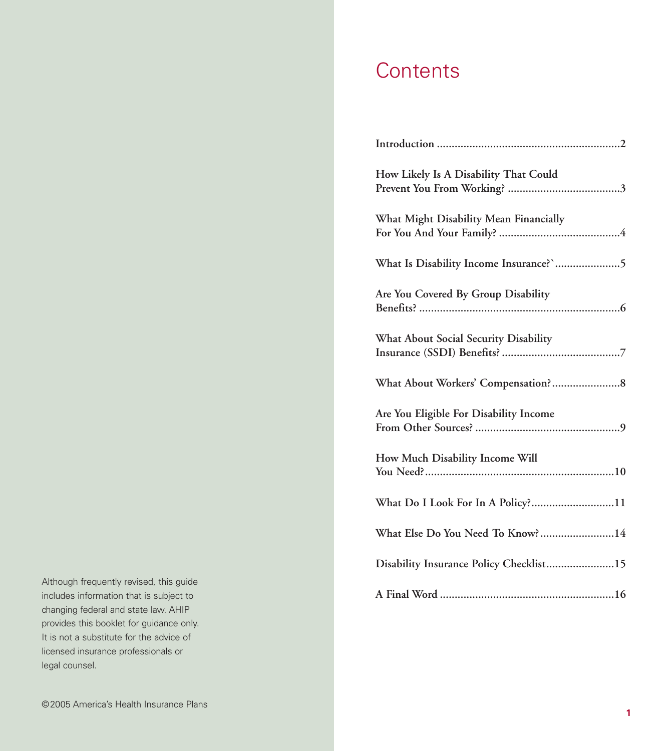# Contents

Introduction ....................................................................2

How Likely Is A Disability That Could Prevent You From Working? ......................................3

What Might Disability Mean Financially For You And Your Family? .........................................4

What Is Disability Income Insurance?`......................5

Are You Covered By Group Disability Benefits? ....................................................................6

What About Social Security Disability Insurance (SSDI) Benefits? ........................................7

What About Workers' Compensation?.......................8

Are You Eligible For Disability Income From Other Sources? .................................................9

How Much Disability Income Will You Need?................................................................10

What Do I Look For In A Policy?............................11

What Else Do You Need To Know?.........................14

Disability Insurance Policy Checklist.......................15

A Final Word ...........................................................16

Although frequently revised, this guide includes information that is subject to changing federal and state law. AHIP provides this booklet for guidance only. It is not a substitute for the advice of licensed insurance professionals or legal counsel.

©2005 America's Health Insurance Plans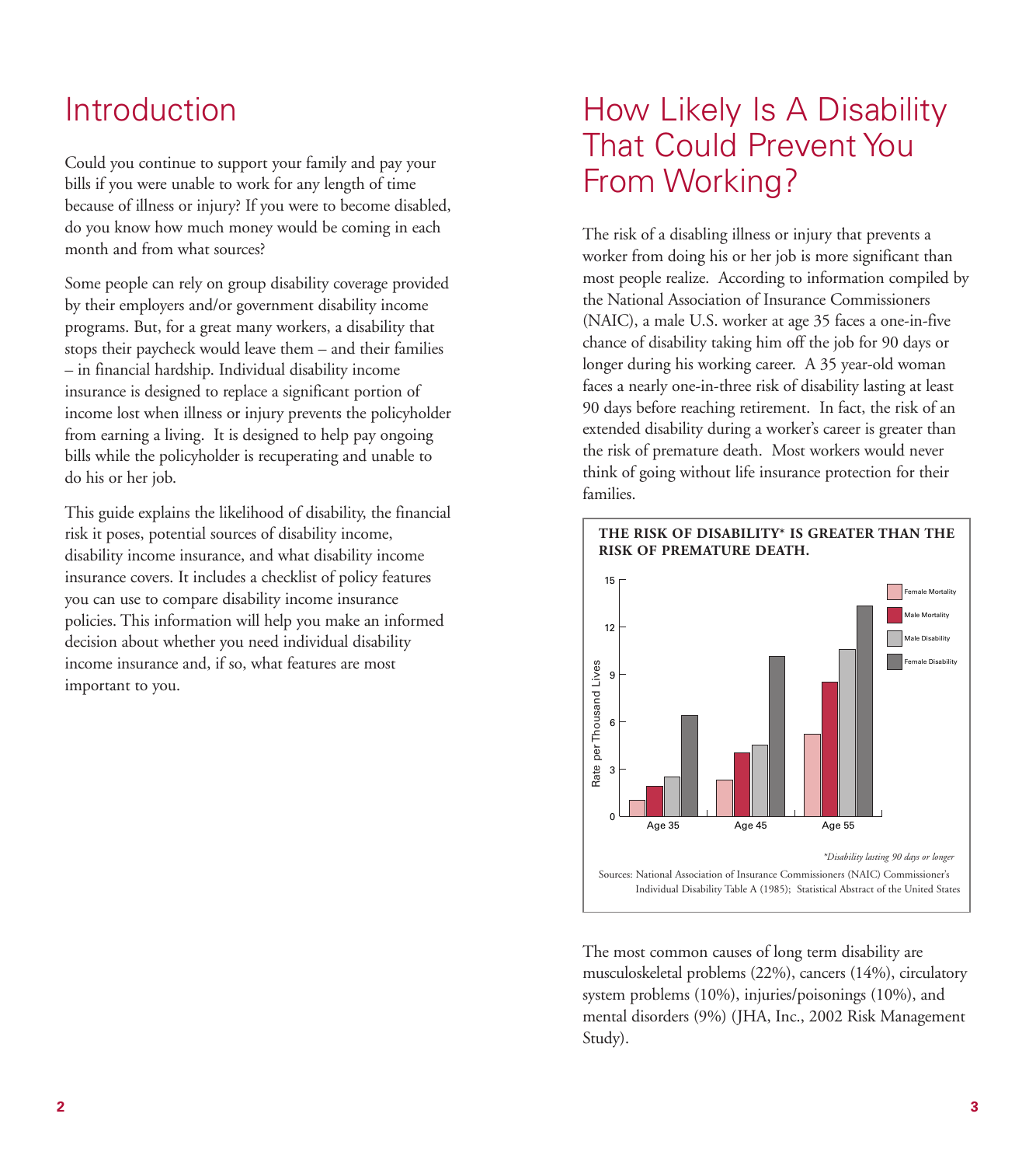# Introduction

Could you continue to support your family and pay your bills if you were unable to work for any length of time because of illness or injury? If you were to become disabled, do you know how much money would be coming in each month and from what sources?

Some people can rely on group disability coverage provided by their employers and/or government disability income programs. But, for a great many workers, a disability that stops their paycheck would leave them – and their families – in financial hardship. Individual disability income insurance is designed to replace a significant portion of income lost when illness or injury prevents the policyholder from earning a living. It is designed to help pay ongoing bills while the policyholder is recuperating and unable to do his or her job.

This guide explains the likelihood of disability, the financial risk it poses, potential sources of disability income, disability income insurance, and what disability income insurance covers. It includes a checklist of policy features you can use to compare disability income insurance policies. This information will help you make an informed decision about whether you need individual disability income insurance and, if so, what features are most important to you.

# How Likely Is A Disability That Could Prevent You From Working?

The risk of a disabling illness or injury that prevents a worker from doing his or her job is more significant than most people realize. According to information compiled by the National Association of Insurance Commissioners (NAIC), a male U.S. worker at age 35 faces a one-in-five chance of disability taking him off the job for 90 days or longer during his working career. A 35 year-old woman faces a nearly one-in-three risk of disability lasting at least 90 days before reaching retirement. In fact, the risk of an extended disability during a worker's career is greater than the risk of premature death. Most workers would never think of going without life insurance protection for their families.

**THE RISK OF DISABILITY* IS GREATER THAN THE RISK OF PREMATURE DEATH.**

Rate per Thousand Lives

| | Female Mortality | Male Mortality | Male Disability | Female Disability |
|---|---|---|---|---|
| Age 35 | 1.0 | 1.9 | 2.5 | 6.4 |
| Age 45 | 2.3 | 4.0 | 4.5 | 10.1 |
| Age 55 | 5.2 | 8.5 | 10.6 | 13.3 |

*\*Disability lasting 90 days or longer*

Sources: National Association of Insurance Commissioners (NAIC) Commissioner's Individual Disability Table A (1985); Statistical Abstract of the United States

The most common causes of long term disability are musculoskeletal problems (22%), cancers (14%), circulatory system problems (10%), injuries/poisonings (10%), and mental disorders (9%) (JHA, Inc., 2002 Risk Management Study).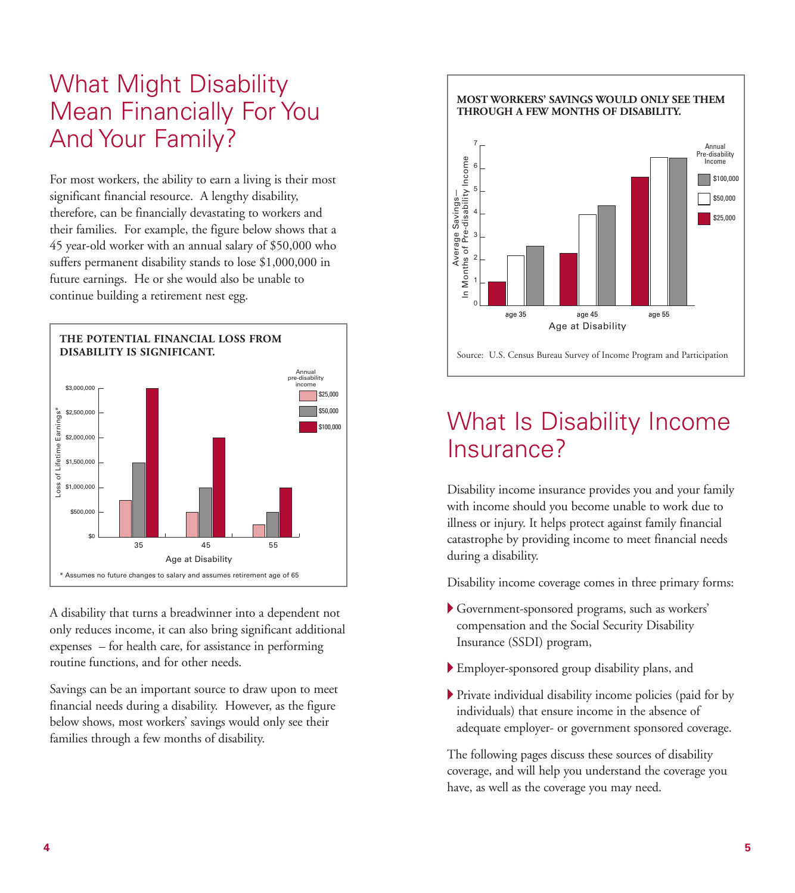# What Might Disability Mean Financially For You And Your Family?

For most workers, the ability to earn a living is their most significant financial resource. A lengthy disability, therefore, can be financially devastating to workers and their families. For example, the figure below shows that a 45 year-old worker with an annual salary of $50,000 who suffers permanent disability stands to lose $1,000,000 in future earnings. He or she would also be unable to continue building a retirement nest egg.

**THE POTENTIAL FINANCIAL LOSS FROM DISABILITY IS SIGNIFICANT.**

Loss of Lifetime Earnings*, by Age at Disability and Annual pre-disability income:

| Age at Disability | $25,000 | $50,000 | $100,000 |
|---|---|---|---|
| 35 | $750,000 | $1,500,000 | $3,000,000 |
| 45 | $500,000 | $1,000,000 | $2,000,000 |
| 55 | $250,000 | $500,000 | $1,000,000 |

\* Assumes no future changes to salary and assumes retirement age of 65

A disability that turns a breadwinner into a dependent not only reduces income, it can also bring significant additional expenses – for health care, for assistance in performing routine functions, and for other needs.

Savings can be an important source to draw upon to meet financial needs during a disability. However, as the figure below shows, most workers' savings would only see their families through a few months of disability.

**MOST WORKERS' SAVINGS WOULD ONLY SEE THEM THROUGH A FEW MONTHS OF DISABILITY.**

Average Savings—In Months of Pre-disability Income, by Age at Disability and Annual Pre-disability Income (approximate values read from chart):

| Age at Disability | $25,000 | $50,000 | $100,000 |
|---|---|---|---|
| age 35 | 1.0 | 2.2 | 2.6 |
| age 45 | 2.3 | 4.0 | 4.4 |
| age 55 | 5.6 | 6.5 | 6.4 |

Source: U.S. Census Bureau Survey of Income Program and Participation

# What Is Disability Income Insurance?

Disability income insurance provides you and your family with income should you become unable to work due to illness or injury. It helps protect against family financial catastrophe by providing income to meet financial needs during a disability.

Disability income coverage comes in three primary forms:

- Government-sponsored programs, such as workers' compensation and the Social Security Disability Insurance (SSDI) program,
- Employer-sponsored group disability plans, and
- Private individual disability income policies (paid for by individuals) that ensure income in the absence of adequate employer- or government sponsored coverage.

The following pages discuss these sources of disability coverage, and will help you understand the coverage you have, as well as the coverage you may need.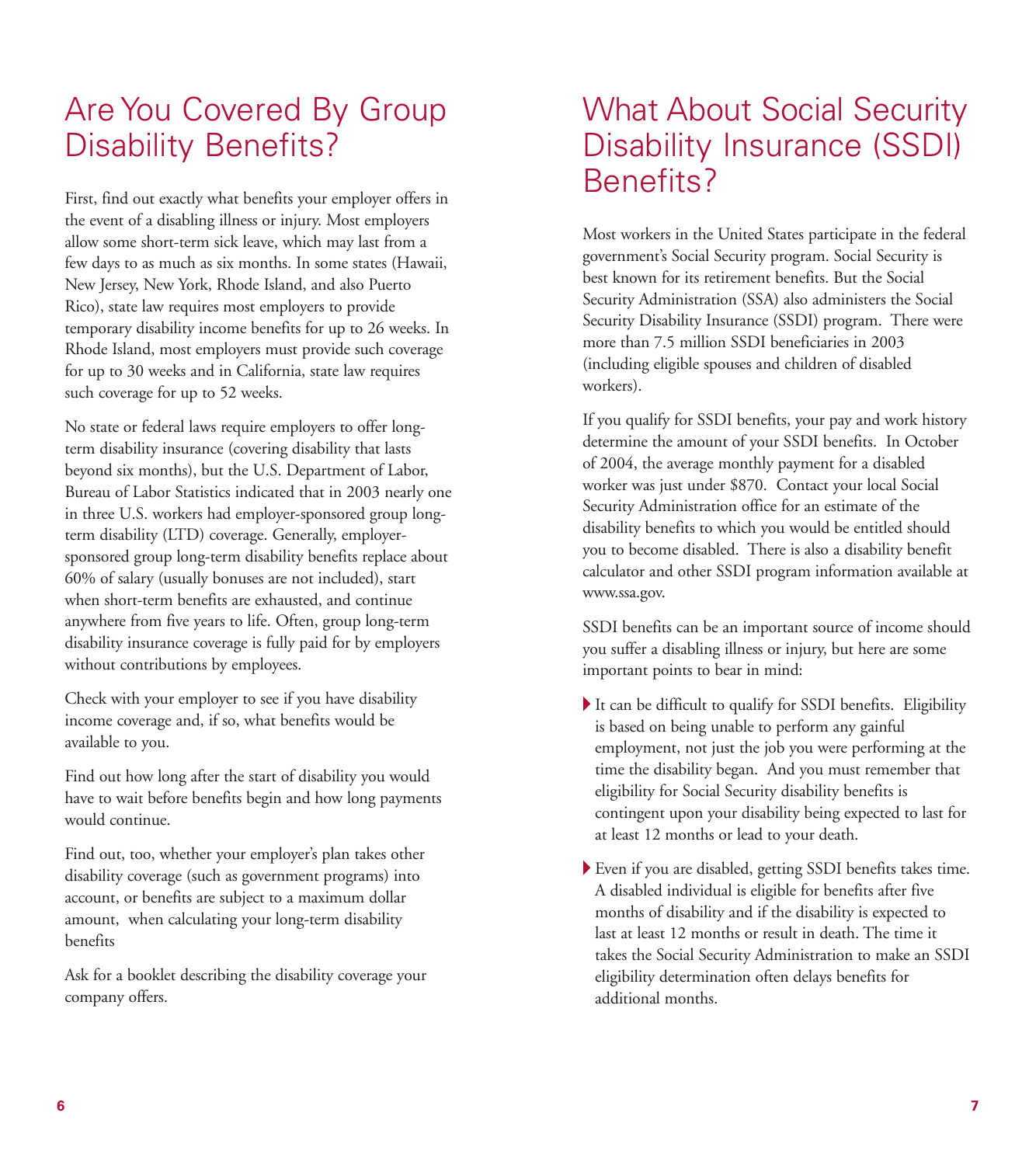# Are You Covered By Group Disability Benefits?

First, find out exactly what benefits your employer offers in the event of a disabling illness or injury. Most employers allow some short-term sick leave, which may last from a few days to as much as six months. In some states (Hawaii, New Jersey, New York, Rhode Island, and also Puerto Rico), state law requires most employers to provide temporary disability income benefits for up to 26 weeks. In Rhode Island, most employers must provide such coverage for up to 30 weeks and in California, state law requires such coverage for up to 52 weeks.

No state or federal laws require employers to offer long-term disability insurance (covering disability that lasts beyond six months), but the U.S. Department of Labor, Bureau of Labor Statistics indicated that in 2003 nearly one in three U.S. workers had employer-sponsored group long-term disability (LTD) coverage. Generally, employer-sponsored group long-term disability benefits replace about 60% of salary (usually bonuses are not included), start when short-term benefits are exhausted, and continue anywhere from five years to life. Often, group long-term disability insurance coverage is fully paid for by employers without contributions by employees.

Check with your employer to see if you have disability income coverage and, if so, what benefits would be available to you.

Find out how long after the start of disability you would have to wait before benefits begin and how long payments would continue.

Find out, too, whether your employer's plan takes other disability coverage (such as government programs) into account, or benefits are subject to a maximum dollar amount, when calculating your long-term disability benefits

Ask for a booklet describing the disability coverage your company offers.

# What About Social Security Disability Insurance (SSDI) Benefits?

Most workers in the United States participate in the federal government's Social Security program. Social Security is best known for its retirement benefits. But the Social Security Administration (SSA) also administers the Social Security Disability Insurance (SSDI) program. There were more than 7.5 million SSDI beneficiaries in 2003 (including eligible spouses and children of disabled workers).

If you qualify for SSDI benefits, your pay and work history determine the amount of your SSDI benefits. In October of 2004, the average monthly payment for a disabled worker was just under $870. Contact your local Social Security Administration office for an estimate of the disability benefits to which you would be entitled should you to become disabled. There is also a disability benefit calculator and other SSDI program information available at www.ssa.gov.

SSDI benefits can be an important source of income should you suffer a disabling illness or injury, but here are some important points to bear in mind:

- It can be difficult to qualify for SSDI benefits. Eligibility is based on being unable to perform any gainful employment, not just the job you were performing at the time the disability began. And you must remember that eligibility for Social Security disability benefits is contingent upon your disability being expected to last for at least 12 months or lead to your death.
- Even if you are disabled, getting SSDI benefits takes time. A disabled individual is eligible for benefits after five months of disability and if the disability is expected to last at least 12 months or result in death. The time it takes the Social Security Administration to make an SSDI eligibility determination often delays benefits for additional months.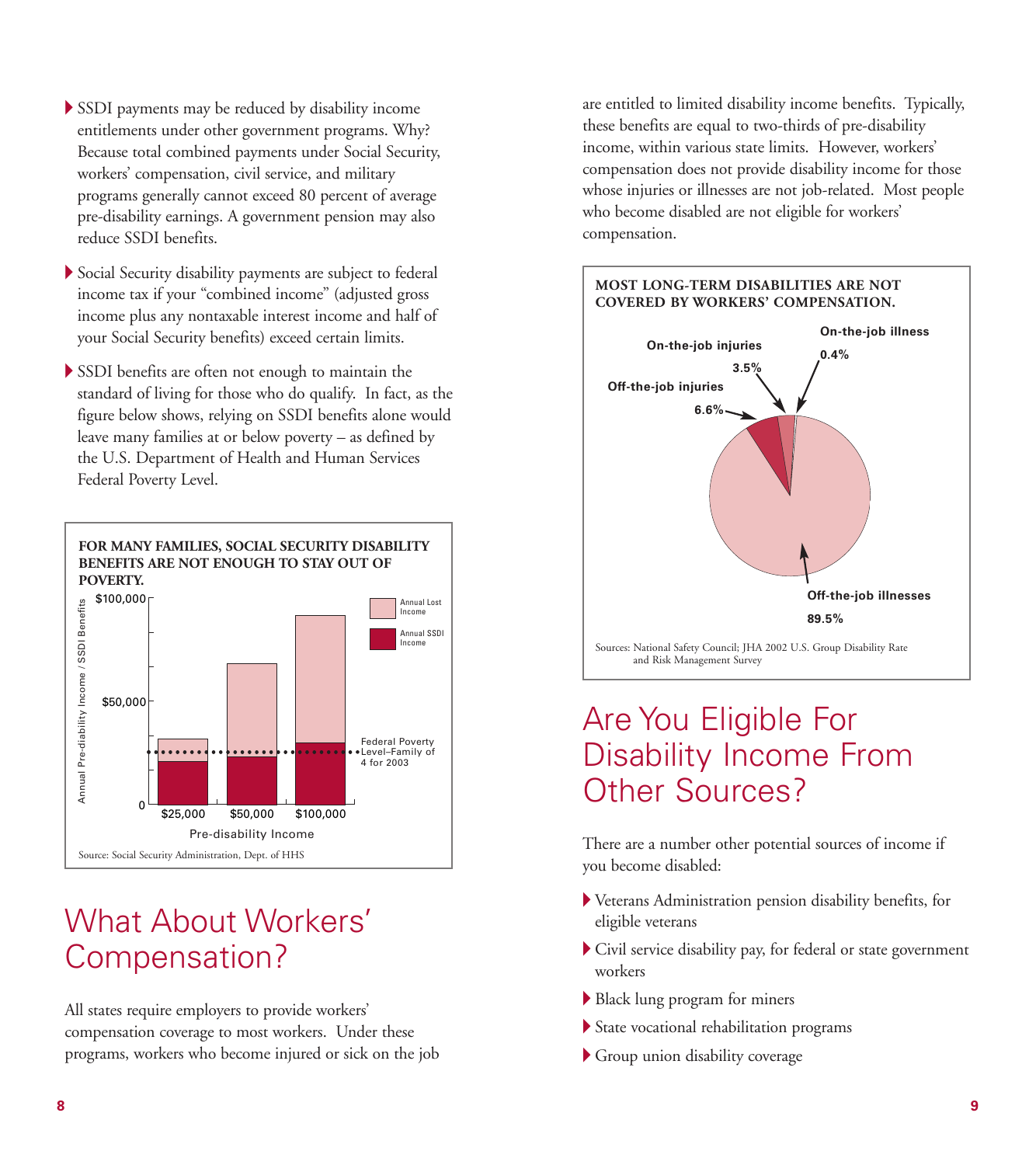- SSDI payments may be reduced by disability income entitlements under other government programs. Why? Because total combined payments under Social Security, workers' compensation, civil service, and military programs generally cannot exceed 80 percent of average pre-disability earnings. A government pension may also reduce SSDI benefits.
- Social Security disability payments are subject to federal income tax if your "combined income" (adjusted gross income plus any nontaxable interest income and half of your Social Security benefits) exceed certain limits.
- SSDI benefits are often not enough to maintain the standard of living for those who do qualify. In fact, as the figure below shows, relying on SSDI benefits alone would leave many families at or below poverty – as defined by the U.S. Department of Health and Human Services Federal Poverty Level.

**FOR MANY FAMILIES, SOCIAL SECURITY DISABILITY BENEFITS ARE NOT ENOUGH TO STAY OUT OF POVERTY.**

Annual Pre-disability Income / SSDI Benefits: $100,000; $50,000; 0

Pre-disability Income: $25,000; $50,000; $100,000

Annual Lost Income; Annual SSDI Income

Federal Poverty Level–Family of 4 for 2003

Source: Social Security Administration, Dept. of HHS

## What About Workers' Compensation?

All states require employers to provide workers' compensation coverage to most workers. Under these programs, workers who become injured or sick on the job are entitled to limited disability income benefits. Typically, these benefits are equal to two-thirds of pre-disability income, within various state limits. However, workers' compensation does not provide disability income for those whose injuries or illnesses are not job-related. Most people who become disabled are not eligible for workers' compensation.

**MOST LONG-TERM DISABILITIES ARE NOT COVERED BY WORKERS' COMPENSATION.**

| Category | Percent |
|---|---|
| On-the-job injuries | 3.5% |
| On-the-job illness | 0.4% |
| Off-the-job injuries | 6.6% |
| Off-the-job illnesses | 89.5% |

Sources: National Safety Council; JHA 2002 U.S. Group Disability Rate and Risk Management Survey

## Are You Eligible For Disability Income From Other Sources?

There are a number other potential sources of income if you become disabled:

- Veterans Administration pension disability benefits, for eligible veterans
- Civil service disability pay, for federal or state government workers
- Black lung program for miners
- State vocational rehabilitation programs
- Group union disability coverage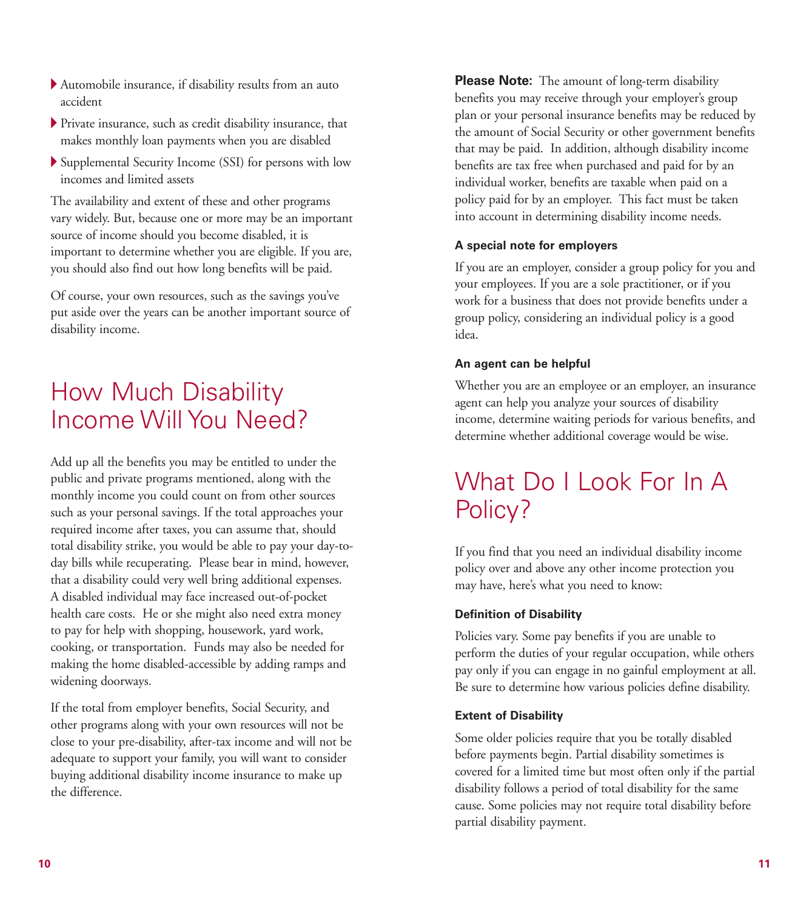- Automobile insurance, if disability results from an auto accident
- Private insurance, such as credit disability insurance, that makes monthly loan payments when you are disabled
- Supplemental Security Income (SSI) for persons with low incomes and limited assets

The availability and extent of these and other programs vary widely. But, because one or more may be an important source of income should you become disabled, it is important to determine whether you are eligible. If you are, you should also find out how long benefits will be paid.

Of course, your own resources, such as the savings you've put aside over the years can be another important source of disability income.

# How Much Disability Income Will You Need?

Add up all the benefits you may be entitled to under the public and private programs mentioned, along with the monthly income you could count on from other sources such as your personal savings. If the total approaches your required income after taxes, you can assume that, should total disability strike, you would be able to pay your day-to-day bills while recuperating. Please bear in mind, however, that a disability could very well bring additional expenses. A disabled individual may face increased out-of-pocket health care costs. He or she might also need extra money to pay for help with shopping, housework, yard work, cooking, or transportation. Funds may also be needed for making the home disabled-accessible by adding ramps and widening doorways.

If the total from employer benefits, Social Security, and other programs along with your own resources will not be close to your pre-disability, after-tax income and will not be adequate to support your family, you will want to consider buying additional disability income insurance to make up the difference.

**Please Note:** The amount of long-term disability benefits you may receive through your employer's group plan or your personal insurance benefits may be reduced by the amount of Social Security or other government benefits that may be paid. In addition, although disability income benefits are tax free when purchased and paid for by an individual worker, benefits are taxable when paid on a policy paid for by an employer. This fact must be taken into account in determining disability income needs.

### A special note for employers

If you are an employer, consider a group policy for you and your employees. If you are a sole practitioner, or if you work for a business that does not provide benefits under a group policy, considering an individual policy is a good idea.

### An agent can be helpful

Whether you are an employee or an employer, an insurance agent can help you analyze your sources of disability income, determine waiting periods for various benefits, and determine whether additional coverage would be wise.

# What Do I Look For In A Policy?

If you find that you need an individual disability income policy over and above any other income protection you may have, here's what you need to know:

### Definition of Disability

Policies vary. Some pay benefits if you are unable to perform the duties of your regular occupation, while others pay only if you can engage in no gainful employment at all. Be sure to determine how various policies define disability.

### Extent of Disability

Some older policies require that you be totally disabled before payments begin. Partial disability sometimes is covered for a limited time but most often only if the partial disability follows a period of total disability for the same cause. Some policies may not require total disability before partial disability payment.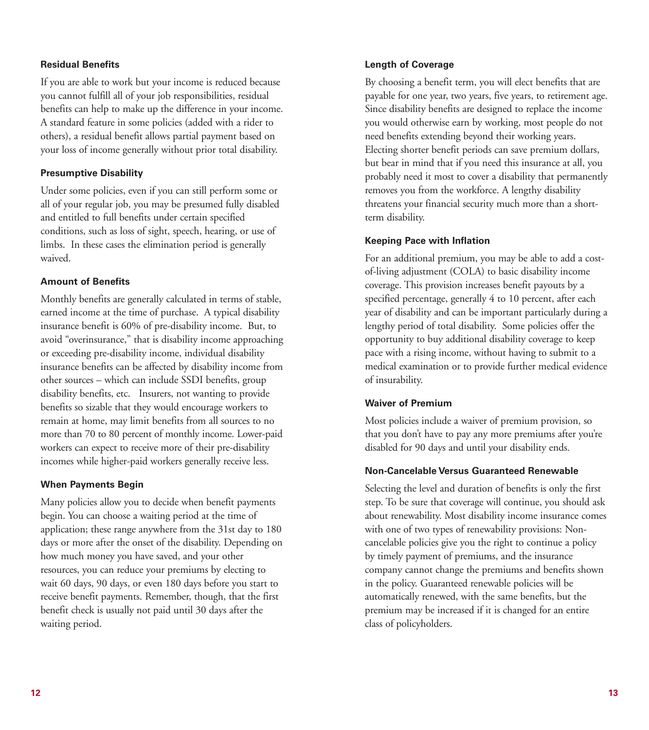### Residual Benefits

If you are able to work but your income is reduced because you cannot fulfill all of your job responsibilities, residual benefits can help to make up the difference in your income. A standard feature in some policies (added with a rider to others), a residual benefit allows partial payment based on your loss of income generally without prior total disability.

### Presumptive Disability

Under some policies, even if you can still perform some or all of your regular job, you may be presumed fully disabled and entitled to full benefits under certain specified conditions, such as loss of sight, speech, hearing, or use of limbs. In these cases the elimination period is generally waived.

### Amount of Benefits

Monthly benefits are generally calculated in terms of stable, earned income at the time of purchase. A typical disability insurance benefit is 60% of pre-disability income. But, to avoid "overinsurance," that is disability income approaching or exceeding pre-disability income, individual disability insurance benefits can be affected by disability income from other sources – which can include SSDI benefits, group disability benefits, etc. Insurers, not wanting to provide benefits so sizable that they would encourage workers to remain at home, may limit benefits from all sources to no more than 70 to 80 percent of monthly income. Lower-paid workers can expect to receive more of their pre-disability incomes while higher-paid workers generally receive less.

### When Payments Begin

Many policies allow you to decide when benefit payments begin. You can choose a waiting period at the time of application; these range anywhere from the 31st day to 180 days or more after the onset of the disability. Depending on how much money you have saved, and your other resources, you can reduce your premiums by electing to wait 60 days, 90 days, or even 180 days before you start to receive benefit payments. Remember, though, that the first benefit check is usually not paid until 30 days after the waiting period.

### Length of Coverage

By choosing a benefit term, you will elect benefits that are payable for one year, two years, five years, to retirement age. Since disability benefits are designed to replace the income you would otherwise earn by working, most people do not need benefits extending beyond their working years. Electing shorter benefit periods can save premium dollars, but bear in mind that if you need this insurance at all, you probably need it most to cover a disability that permanently removes you from the workforce. A lengthy disability threatens your financial security much more than a short-term disability.

### Keeping Pace with Inflation

For an additional premium, you may be able to add a cost-of-living adjustment (COLA) to basic disability income coverage. This provision increases benefit payouts by a specified percentage, generally 4 to 10 percent, after each year of disability and can be important particularly during a lengthy period of total disability. Some policies offer the opportunity to buy additional disability coverage to keep pace with a rising income, without having to submit to a medical examination or to provide further medical evidence of insurability.

### Waiver of Premium

Most policies include a waiver of premium provision, so that you don't have to pay any more premiums after you're disabled for 90 days and until your disability ends.

### Non-Cancelable Versus Guaranteed Renewable

Selecting the level and duration of benefits is only the first step. To be sure that coverage will continue, you should ask about renewability. Most disability income insurance comes with one of two types of renewability provisions: Non-cancelable policies give you the right to continue a policy by timely payment of premiums, and the insurance company cannot change the premiums and benefits shown in the policy. Guaranteed renewable policies will be automatically renewed, with the same benefits, but the premium may be increased if it is changed for an entire class of policyholders.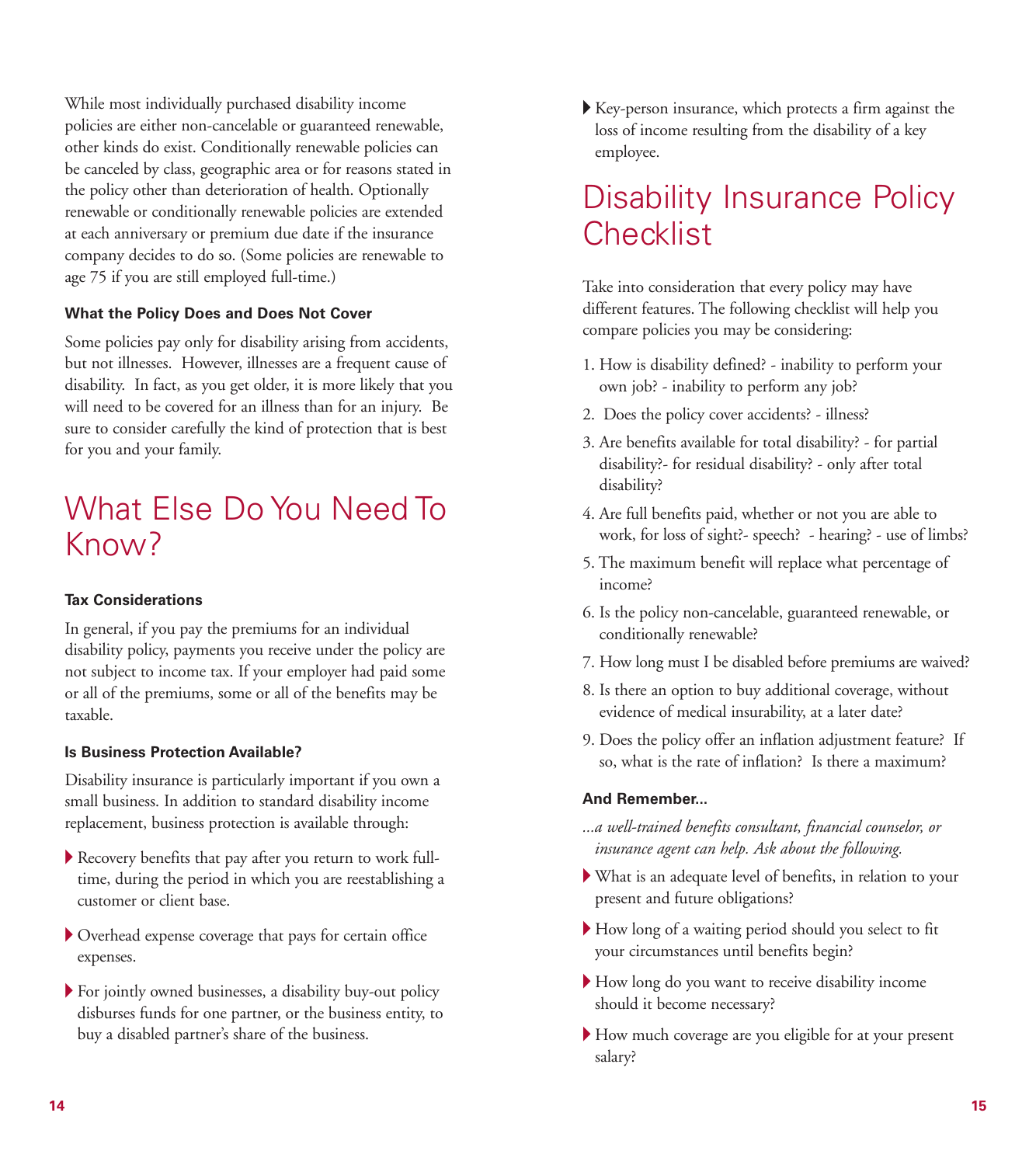While most individually purchased disability income policies are either non-cancelable or guaranteed renewable, other kinds do exist. Conditionally renewable policies can be canceled by class, geographic area or for reasons stated in the policy other than deterioration of health. Optionally renewable or conditionally renewable policies are extended at each anniversary or premium due date if the insurance company decides to do so. (Some policies are renewable to age 75 if you are still employed full-time.)

### What the Policy Does and Does Not Cover

Some policies pay only for disability arising from accidents, but not illnesses. However, illnesses are a frequent cause of disability. In fact, as you get older, it is more likely that you will need to be covered for an illness than for an injury. Be sure to consider carefully the kind of protection that is best for you and your family.

## What Else Do You Need To Know?

### Tax Considerations

In general, if you pay the premiums for an individual disability policy, payments you receive under the policy are not subject to income tax. If your employer had paid some or all of the premiums, some or all of the benefits may be taxable.

### Is Business Protection Available?

Disability insurance is particularly important if you own a small business. In addition to standard disability income replacement, business protection is available through:

- Recovery benefits that pay after you return to work full-time, during the period in which you are reestablishing a customer or client base.
- Overhead expense coverage that pays for certain office expenses.
- For jointly owned businesses, a disability buy-out policy disburses funds for one partner, or the business entity, to buy a disabled partner's share of the business.
- Key-person insurance, which protects a firm against the loss of income resulting from the disability of a key employee.

## Disability Insurance Policy Checklist

Take into consideration that every policy may have different features. The following checklist will help you compare policies you may be considering:

1. How is disability defined? - inability to perform your own job? - inability to perform any job?
2. Does the policy cover accidents? - illness?
3. Are benefits available for total disability? - for partial disability?- for residual disability? - only after total disability?
4. Are full benefits paid, whether or not you are able to work, for loss of sight?- speech? - hearing? - use of limbs?
5. The maximum benefit will replace what percentage of income?
6. Is the policy non-cancelable, guaranteed renewable, or conditionally renewable?
7. How long must I be disabled before premiums are waived?
8. Is there an option to buy additional coverage, without evidence of medical insurability, at a later date?
9. Does the policy offer an inflation adjustment feature? If so, what is the rate of inflation? Is there a maximum?

### And Remember...

*...a well-trained benefits consultant, financial counselor, or insurance agent can help. Ask about the following.*

- What is an adequate level of benefits, in relation to your present and future obligations?
- How long of a waiting period should you select to fit your circumstances until benefits begin?
- How long do you want to receive disability income should it become necessary?
- How much coverage are you eligible for at your present salary?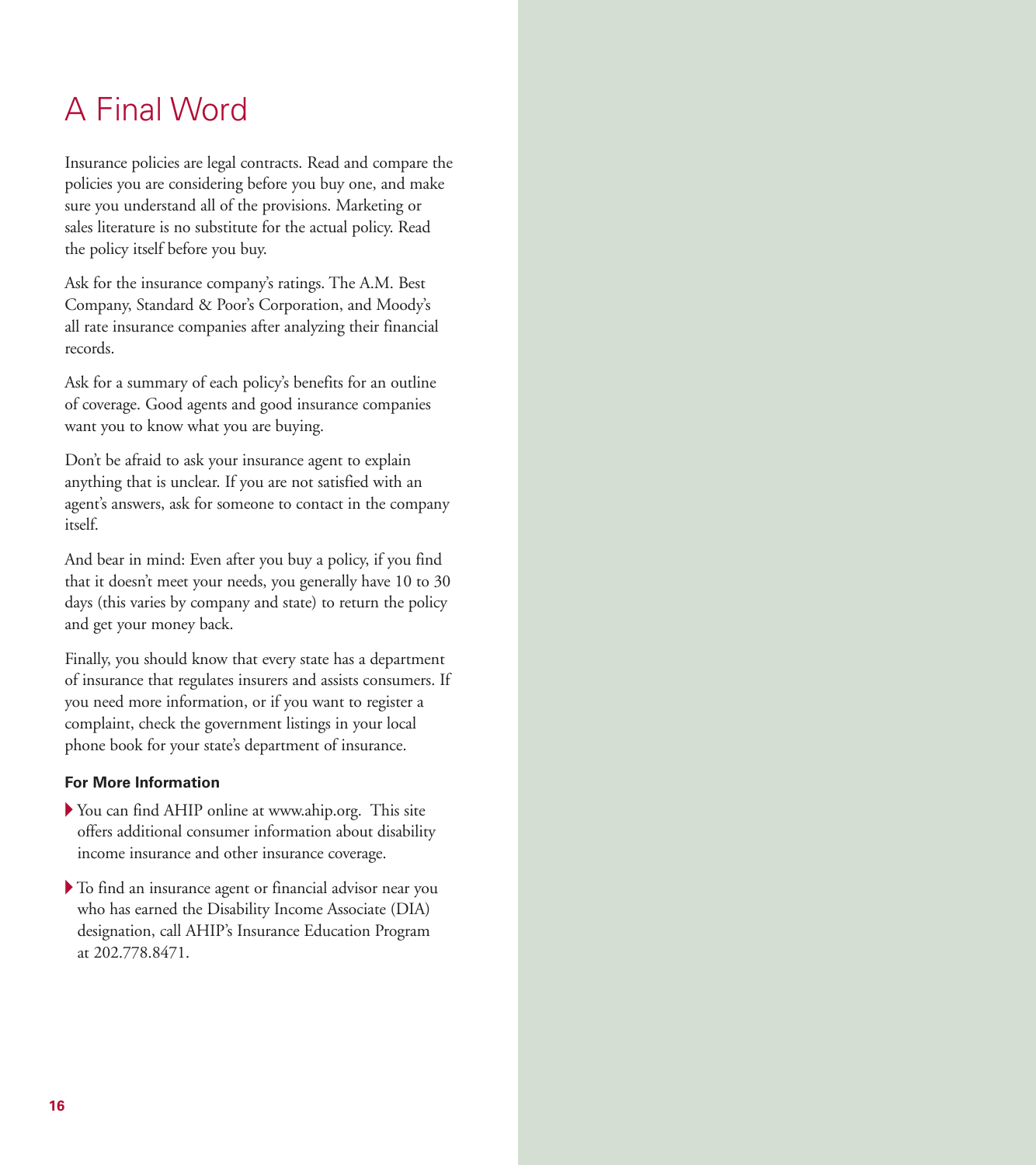# A Final Word

Insurance policies are legal contracts. Read and compare the policies you are considering before you buy one, and make sure you understand all of the provisions. Marketing or sales literature is no substitute for the actual policy. Read the policy itself before you buy.

Ask for the insurance company's ratings. The A.M. Best Company, Standard & Poor's Corporation, and Moody's all rate insurance companies after analyzing their financial records.

Ask for a summary of each policy's benefits for an outline of coverage. Good agents and good insurance companies want you to know what you are buying.

Don't be afraid to ask your insurance agent to explain anything that is unclear. If you are not satisfied with an agent's answers, ask for someone to contact in the company itself.

And bear in mind: Even after you buy a policy, if you find that it doesn't meet your needs, you generally have 10 to 30 days (this varies by company and state) to return the policy and get your money back.

Finally, you should know that every state has a department of insurance that regulates insurers and assists consumers. If you need more information, or if you want to register a complaint, check the government listings in your local phone book for your state's department of insurance.

**For More Information**

- You can find AHIP online at www.ahip.org. This site offers additional consumer information about disability income insurance and other insurance coverage.
- To find an insurance agent or financial advisor near you who has earned the Disability Income Associate (DIA) designation, call AHIP's Insurance Education Program at 202.778.8471.